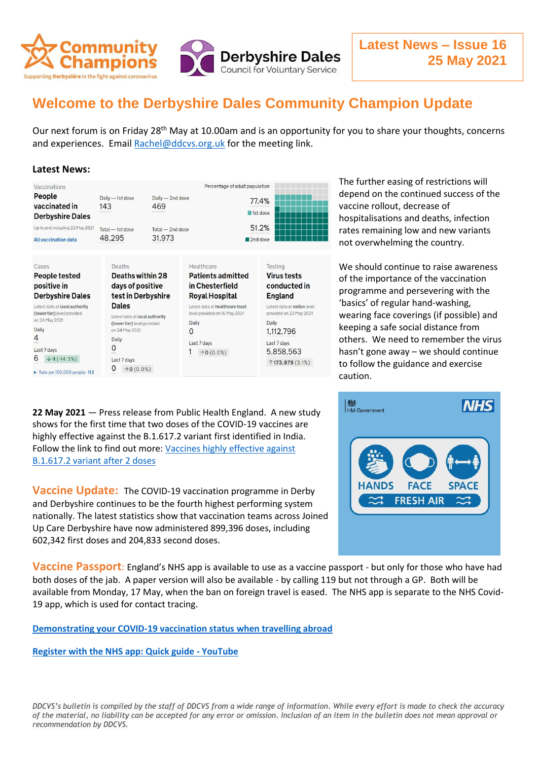Community Champions
Supporting Derbyshire in the fight against coronavirus

Derbyshire Dales Council for Voluntary Service

**Latest News – Issue 16**
**25 May 2021**

# Welcome to the Derbyshire Dales Community Champion Update

Our next forum is on Friday 28th May at 10.00am and is an opportunity for you to share your thoughts, concerns and experiences. Email Rachel@ddcvs.org.uk for the meeting link.

### Latest News:

**Vaccinations – People vaccinated in Derbyshire Dales**

Up to and including 23 May 2021

| | 1st dose | 2nd dose |
|---|---|---|
| Daily | 143 | 469 |
| Total | 48,295 | 31,973 |
| Percentage of adult population | 77.4% | 51.2% |

All vaccination data

**Cases – People tested positive in Derbyshire Dales**
Latest data at local authority (lower tier) level provided on 24 May 2021
Daily: 4
Last 7 days: 6 ↓-1 (-14.3%)
Rate per 100,000 people: 11.1

**Deaths – Deaths within 28 days of positive test in Derbyshire Dales**
Latest data at local authority (lower tier) level provided on 24 May 2021
Daily: 0
Last 7 days: 0 → 0 (0.0%)

**Healthcare – Patients admitted in Chesterfield Royal Hospital**
Latest data at healthcare trust level provided on 16 May 2021
Daily: 0
Last 7 days: 1 → 0 (0.0%)

**Testing – Virus tests conducted in England**
Latest data at nation level provided on 23 May 2021
Daily: 1,112,796
Last 7 days: 5,858,563 ↑173,875 (3.1%)

The further easing of restrictions will depend on the continued success of the vaccine rollout, decrease of hospitalisations and deaths, infection rates remaining low and new variants not overwhelming the country.

We should continue to raise awareness of the importance of the vaccination programme and persevering with the 'basics' of regular hand-washing, wearing face coverings (if possible) and keeping a safe social distance from others. We need to remember the virus hasn't gone away – we should continue to follow the guidance and exercise caution.

**22 May 2021** — Press release from Public Health England. A new study shows for the first time that two doses of the COVID-19 vaccines are highly effective against the B.1.617.2 variant first identified in India. Follow the link to find out more: [Vaccines highly effective against B.1.617.2 variant after 2 doses]()

HM Government | NHS
HANDS FACE SPACE
FRESH AIR

**Vaccine Update:** The COVID-19 vaccination programme in Derby and Derbyshire continues to be the fourth highest performing system nationally. The latest statistics show that vaccination teams across Joined Up Care Derbyshire have now administered 899,396 doses, including 602,342 first doses and 204,833 second doses.

**Vaccine Passport**: England's NHS app is available to use as a vaccine passport - but only for those who have had both doses of the jab. A paper version will also be available - by calling 119 but not through a GP. Both will be available from Monday, 17 May, when the ban on foreign travel is eased. The NHS app is separate to the NHS Covid-19 app, which is used for contact tracing.

[**Demonstrating your COVID-19 vaccination status when travelling abroad**]()

[**Register with the NHS app: Quick guide - YouTube**]()

*DDCVS's bulletin is compiled by the staff of DDCVS from a wide range of information. While every effort is made to check the accuracy of the material, no liability can be accepted for any error or omission. Inclusion of an item in the bulletin does not mean approval or recommendation by DDCVS.*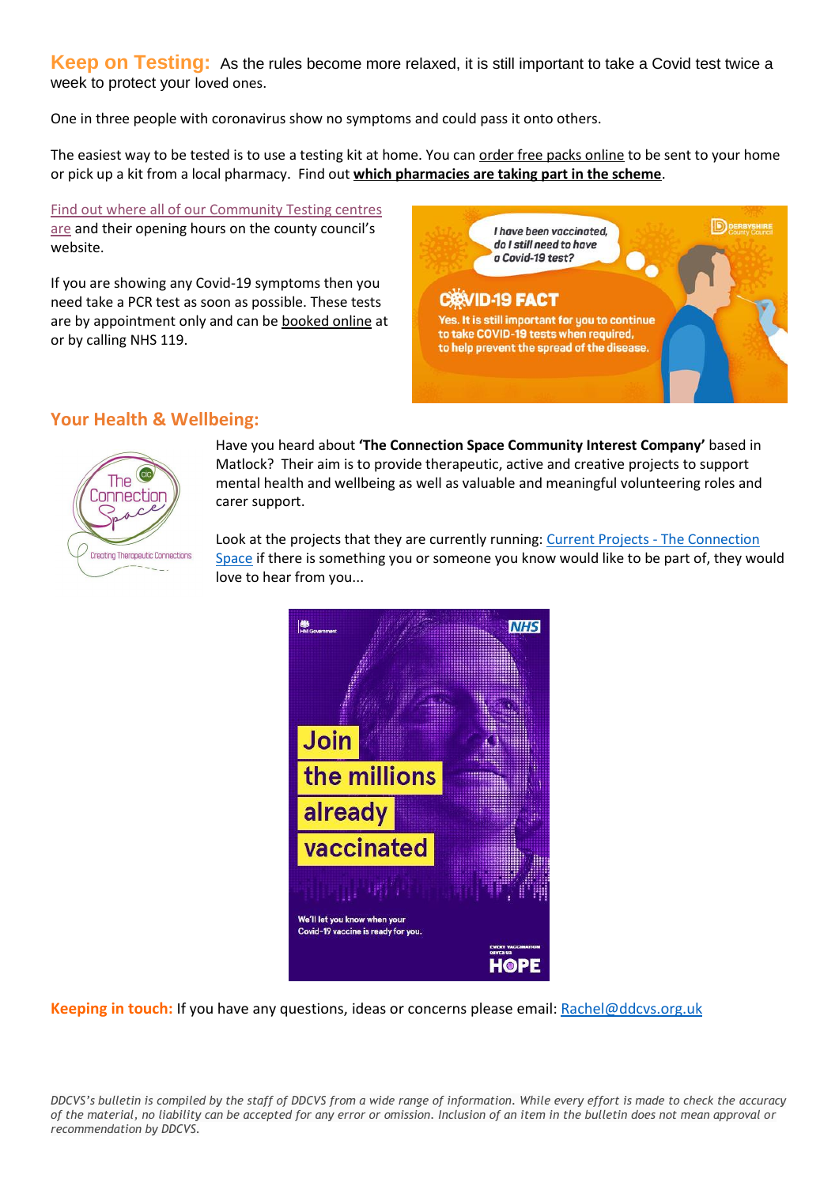**Keep on Testing:** As the rules become more relaxed, it is still important to take a Covid test twice a week to protect your loved ones.

One in three people with coronavirus show no symptoms and could pass it onto others.

The easiest way to be tested is to use a testing kit at home. You can order free packs online to be sent to your home or pick up a kit from a local pharmacy. Find out **which pharmacies are taking part in the scheme**.

Find out where all of our Community Testing centres are and their opening hours on the county council's website.

If you are showing any Covid-19 symptoms then you need take a PCR test as soon as possible. These tests are by appointment only and can be booked online at or by calling NHS 119.

## Your Health & Wellbeing:

Have you heard about **'The Connection Space Community Interest Company'** based in Matlock? Their aim is to provide therapeutic, active and creative projects to support mental health and wellbeing as well as valuable and meaningful volunteering roles and carer support.

Look at the projects that they are currently running: Current Projects - The Connection Space if there is something you or someone you know would like to be part of, they would love to hear from you...

**Keeping in touch:** If you have any questions, ideas or concerns please email: Rachel@ddcvs.org.uk

*DDCVS's bulletin is compiled by the staff of DDCVS from a wide range of information. While every effort is made to check the accuracy of the material, no liability can be accepted for any error or omission. Inclusion of an item in the bulletin does not mean approval or recommendation by DDCVS.*